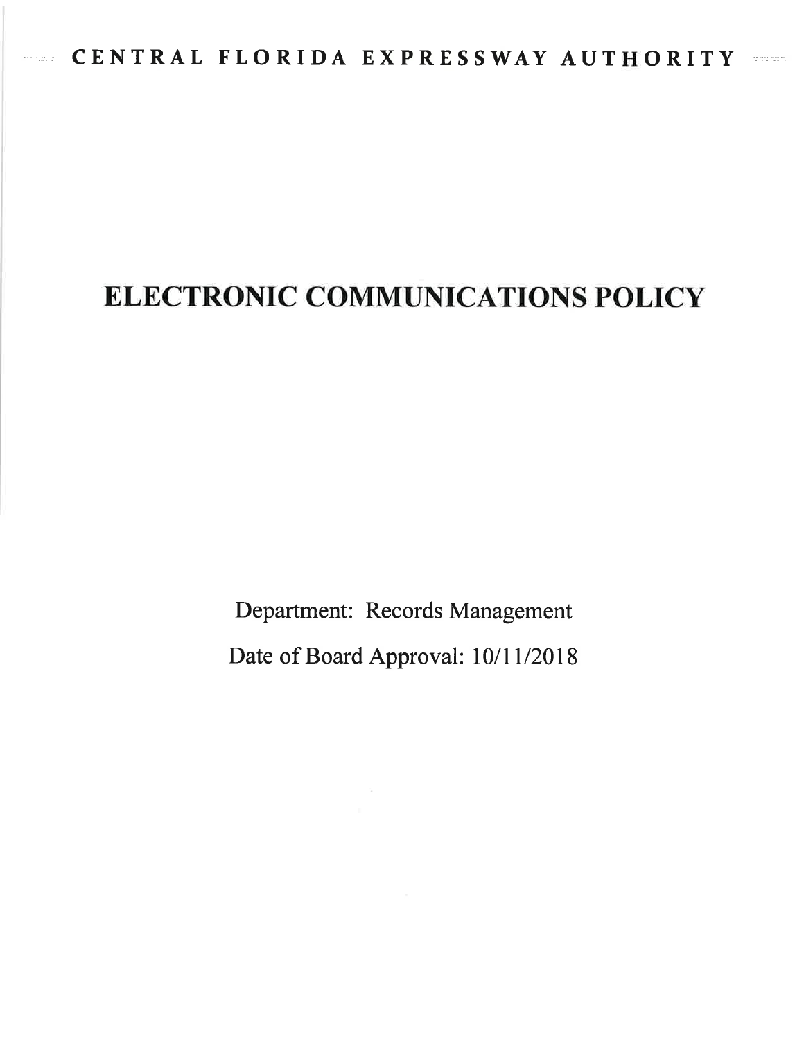**CENTRAL FLORIDA EXPRESSWAY AUTHORITY**

# ELECTRONIC COMMUNICATIONS POLICY

Department: Records Management

Date of Board Approval: 10/11/2018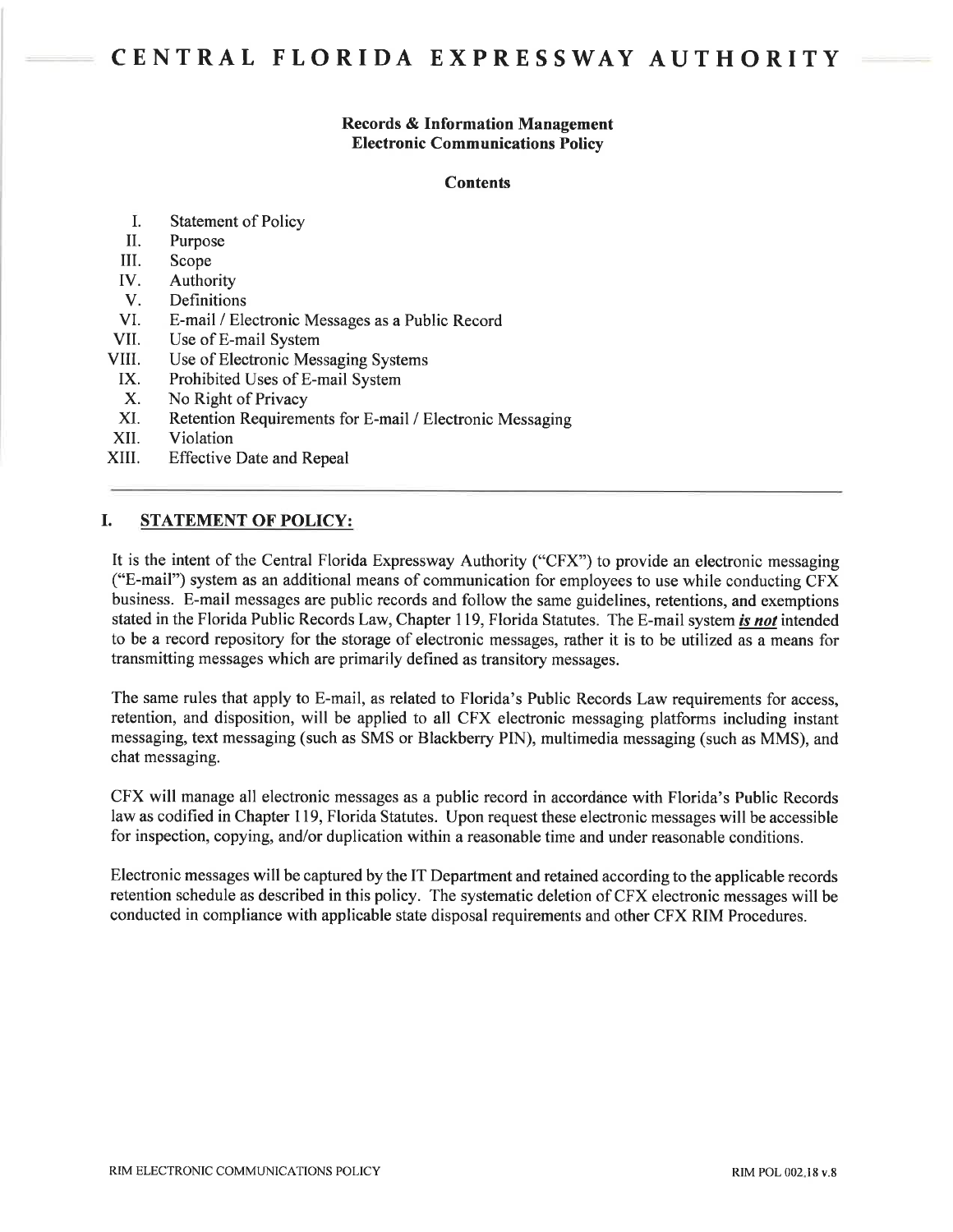# CENTRAL FLORIDA EXPRESSWAY AUTHORITY

**Records & Information Management**
**Electronic Communications Policy**

**Contents**

I. Statement of Policy
II. Purpose
III. Scope
IV. Authority
V. Definitions
VI. E-mail / Electronic Messages as a Public Record
VII. Use of E-mail System
VIII. Use of Electronic Messaging Systems
IX. Prohibited Uses of E-mail System
X. No Right of Privacy
XI. Retention Requirements for E-mail / Electronic Messaging
XII. Violation
XIII. Effective Date and Repeal

---

## I. STATEMENT OF POLICY:

It is the intent of the Central Florida Expressway Authority ("CFX") to provide an electronic messaging ("E-mail") system as an additional means of communication for employees to use while conducting CFX business. E-mail messages are public records and follow the same guidelines, retentions, and exemptions stated in the Florida Public Records Law, Chapter 119, Florida Statutes. The E-mail system ***is not*** intended to be a record repository for the storage of electronic messages, rather it is to be utilized as a means for transmitting messages which are primarily defined as transitory messages.

The same rules that apply to E-mail, as related to Florida's Public Records Law requirements for access, retention, and disposition, will be applied to all CFX electronic messaging platforms including instant messaging, text messaging (such as SMS or Blackberry PIN), multimedia messaging (such as MMS), and chat messaging.

CFX will manage all electronic messages as a public record in accordance with Florida's Public Records law as codified in Chapter 119, Florida Statutes. Upon request these electronic messages will be accessible for inspection, copying, and/or duplication within a reasonable time and under reasonable conditions.

Electronic messages will be captured by the IT Department and retained according to the applicable records retention schedule as described in this policy. The systematic deletion of CFX electronic messages will be conducted in compliance with applicable state disposal requirements and other CFX RIM Procedures.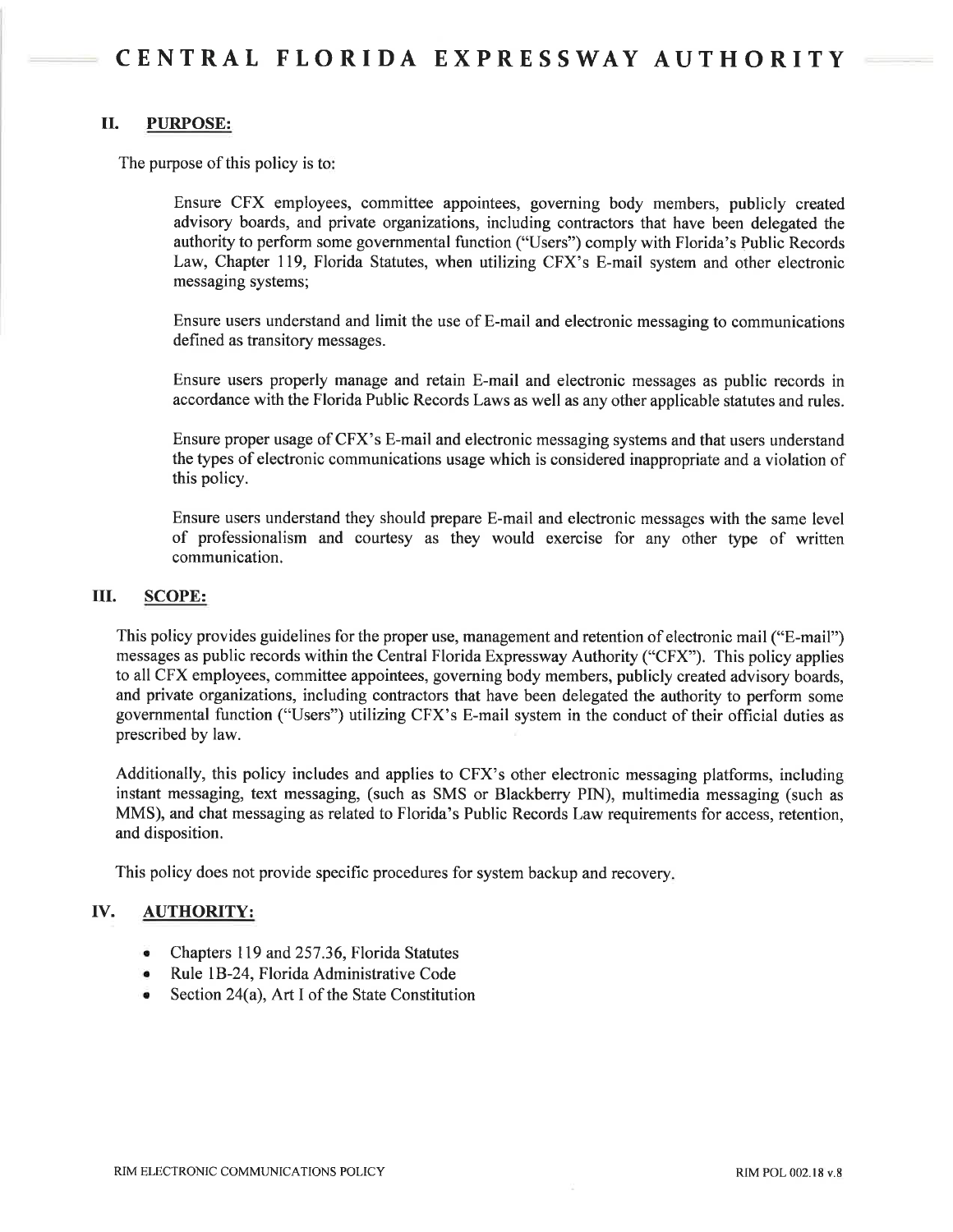## II. PURPOSE:

The purpose of this policy is to:

Ensure CFX employees, committee appointees, governing body members, publicly created advisory boards, and private organizations, including contractors that have been delegated the authority to perform some governmental function ("Users") comply with Florida's Public Records Law, Chapter 119, Florida Statutes, when utilizing CFX's E-mail system and other electronic messaging systems;

Ensure users understand and limit the use of E-mail and electronic messaging to communications defined as transitory messages.

Ensure users properly manage and retain E-mail and electronic messages as public records in accordance with the Florida Public Records Laws as well as any other applicable statutes and rules.

Ensure proper usage of CFX's E-mail and electronic messaging systems and that users understand the types of electronic communications usage which is considered inappropriate and a violation of this policy.

Ensure users understand they should prepare E-mail and electronic messages with the same level of professionalism and courtesy as they would exercise for any other type of written communication.

## III. SCOPE:

This policy provides guidelines for the proper use, management and retention of electronic mail ("E-mail") messages as public records within the Central Florida Expressway Authority ("CFX"). This policy applies to all CFX employees, committee appointees, governing body members, publicly created advisory boards, and private organizations, including contractors that have been delegated the authority to perform some governmental function ("Users") utilizing CFX's E-mail system in the conduct of their official duties as prescribed by law.

Additionally, this policy includes and applies to CFX's other electronic messaging platforms, including instant messaging, text messaging, (such as SMS or Blackberry PIN), multimedia messaging (such as MMS), and chat messaging as related to Florida's Public Records Law requirements for access, retention, and disposition.

This policy does not provide specific procedures for system backup and recovery.

## IV. AUTHORITY:

- Chapters 119 and 257.36, Florida Statutes
- Rule 1B-24, Florida Administrative Code
- Section 24(a), Art I of the State Constitution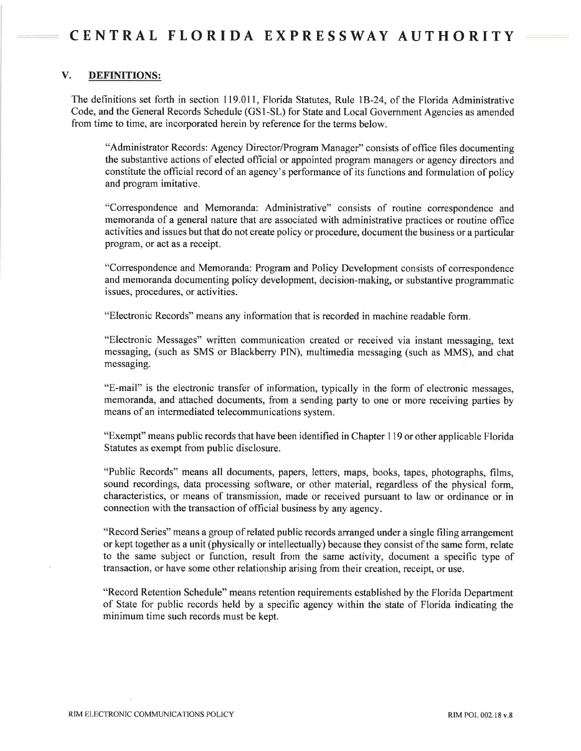## V. DEFINITIONS:

The definitions set forth in section 119.011, Florida Statutes, Rule 1B-24, of the Florida Administrative Code, and the General Records Schedule (GS1-SL) for State and Local Government Agencies as amended from time to time, are incorporated herein by reference for the terms below.

"Administrator Records: Agency Director/Program Manager" consists of office files documenting the substantive actions of elected official or appointed program managers or agency directors and constitute the official record of an agency's performance of its functions and formulation of policy and program imitative.

"Correspondence and Memoranda: Administrative" consists of routine correspondence and memoranda of a general nature that are associated with administrative practices or routine office activities and issues but that do not create policy or procedure, document the business or a particular program, or act as a receipt.

"Correspondence and Memoranda: Program and Policy Development consists of correspondence and memoranda documenting policy development, decision-making, or substantive programmatic issues, procedures, or activities.

"Electronic Records" means any information that is recorded in machine readable form.

"Electronic Messages" written communication created or received via instant messaging, text messaging, (such as SMS or Blackberry PIN), multimedia messaging (such as MMS), and chat messaging.

"E-mail" is the electronic transfer of information, typically in the form of electronic messages, memoranda, and attached documents, from a sending party to one or more receiving parties by means of an intermediated telecommunications system.

"Exempt" means public records that have been identified in Chapter 119 or other applicable Florida Statutes as exempt from public disclosure.

"Public Records" means all documents, papers, letters, maps, books, tapes, photographs, films, sound recordings, data processing software, or other material, regardless of the physical form, characteristics, or means of transmission, made or received pursuant to law or ordinance or in connection with the transaction of official business by any agency.

"Record Series" means a group of related public records arranged under a single filing arrangement or kept together as a unit (physically or intellectually) because they consist of the same form, relate to the same subject or function, result from the same activity, document a specific type of transaction, or have some other relationship arising from their creation, receipt, or use.

"Record Retention Schedule" means retention requirements established by the Florida Department of State for public records held by a specific agency within the state of Florida indicating the minimum time such records must be kept.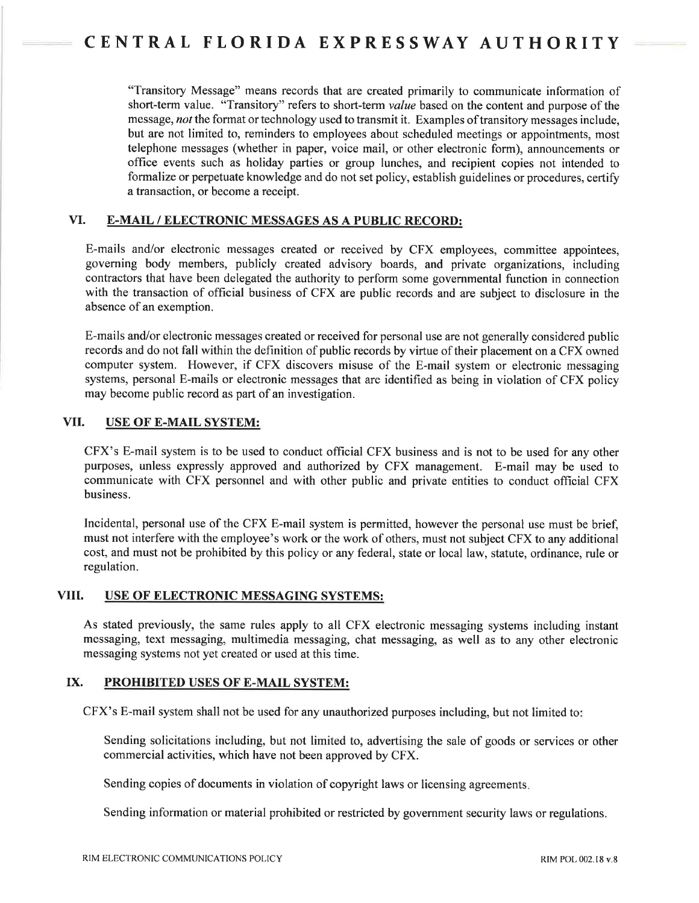"Transitory Message" means records that are created primarily to communicate information of short-term value. "Transitory" refers to short-term *value* based on the content and purpose of the message, *not* the format or technology used to transmit it. Examples of transitory messages include, but are not limited to, reminders to employees about scheduled meetings or appointments, most telephone messages (whether in paper, voice mail, or other electronic form), announcements or office events such as holiday parties or group lunches, and recipient copies not intended to formalize or perpetuate knowledge and do not set policy, establish guidelines or procedures, certify a transaction, or become a receipt.

## VI. E-MAIL / ELECTRONIC MESSAGES AS A PUBLIC RECORD:

E-mails and/or electronic messages created or received by CFX employees, committee appointees, governing body members, publicly created advisory boards, and private organizations, including contractors that have been delegated the authority to perform some governmental function in connection with the transaction of official business of CFX are public records and are subject to disclosure in the absence of an exemption.

E-mails and/or electronic messages created or received for personal use are not generally considered public records and do not fall within the definition of public records by virtue of their placement on a CFX owned computer system. However, if CFX discovers misuse of the E-mail system or electronic messaging systems, personal E-mails or electronic messages that are identified as being in violation of CFX policy may become public record as part of an investigation.

## VII. USE OF E-MAIL SYSTEM:

CFX's E-mail system is to be used to conduct official CFX business and is not to be used for any other purposes, unless expressly approved and authorized by CFX management. E-mail may be used to communicate with CFX personnel and with other public and private entities to conduct official CFX business.

Incidental, personal use of the CFX E-mail system is permitted, however the personal use must be brief, must not interfere with the employee's work or the work of others, must not subject CFX to any additional cost, and must not be prohibited by this policy or any federal, state or local law, statute, ordinance, rule or regulation.

## VIII. USE OF ELECTRONIC MESSAGING SYSTEMS:

As stated previously, the same rules apply to all CFX electronic messaging systems including instant messaging, text messaging, multimedia messaging, chat messaging, as well as to any other electronic messaging systems not yet created or used at this time.

## IX. PROHIBITED USES OF E-MAIL SYSTEM:

CFX's E-mail system shall not be used for any unauthorized purposes including, but not limited to:

Sending solicitations including, but not limited to, advertising the sale of goods or services or other commercial activities, which have not been approved by CFX.

Sending copies of documents in violation of copyright laws or licensing agreements.

Sending information or material prohibited or restricted by government security laws or regulations.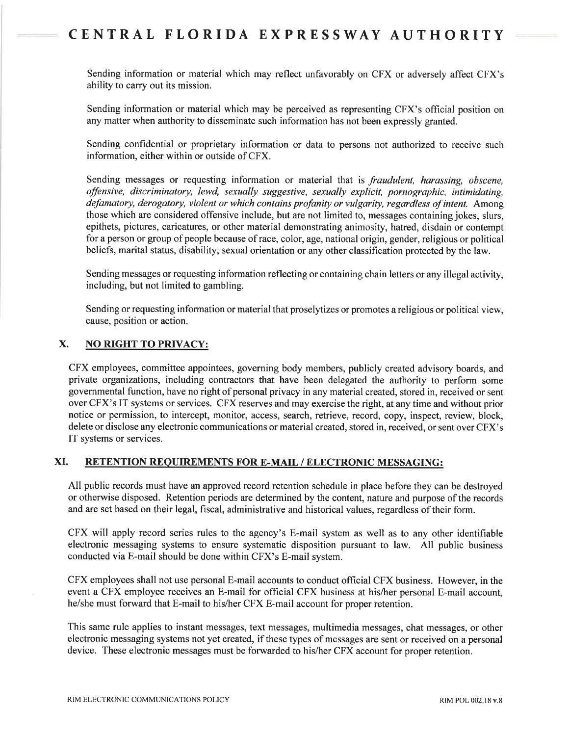Sending information or material which may reflect unfavorably on CFX or adversely affect CFX's ability to carry out its mission.

Sending information or material which may be perceived as representing CFX's official position on any matter when authority to disseminate such information has not been expressly granted.

Sending confidential or proprietary information or data to persons not authorized to receive such information, either within or outside of CFX.

Sending messages or requesting information or material that is *fraudulent, harassing, obscene, offensive, discriminatory, lewd, sexually suggestive, sexually explicit, pornographic, intimidating, defamatory, derogatory, violent or which contains profanity or vulgarity, regardless of intent.* Among those which are considered offensive include, but are not limited to, messages containing jokes, slurs, epithets, pictures, caricatures, or other material demonstrating animosity, hatred, disdain or contempt for a person or group of people because of race, color, age, national origin, gender, religious or political beliefs, marital status, disability, sexual orientation or any other classification protected by the law.

Sending messages or requesting information reflecting or containing chain letters or any illegal activity, including, but not limited to gambling.

Sending or requesting information or material that proselytizes or promotes a religious or political view, cause, position or action.

## X. NO RIGHT TO PRIVACY:

CFX employees, committee appointees, governing body members, publicly created advisory boards, and private organizations, including contractors that have been delegated the authority to perform some governmental function, have no right of personal privacy in any material created, stored in, received or sent over CFX's IT systems or services. CFX reserves and may exercise the right, at any time and without prior notice or permission, to intercept, monitor, access, search, retrieve, record, copy, inspect, review, block, delete or disclose any electronic communications or material created, stored in, received, or sent over CFX's IT systems or services.

## XI. RETENTION REQUIREMENTS FOR E-MAIL / ELECTRONIC MESSAGING:

All public records must have an approved record retention schedule in place before they can be destroyed or otherwise disposed. Retention periods are determined by the content, nature and purpose of the records and are set based on their legal, fiscal, administrative and historical values, regardless of their form.

CFX will apply record series rules to the agency's E-mail system as well as to any other identifiable electronic messaging systems to ensure systematic disposition pursuant to law. All public business conducted via E-mail should be done within CFX's E-mail system.

CFX employees shall not use personal E-mail accounts to conduct official CFX business. However, in the event a CFX employee receives an E-mail for official CFX business at his/her personal E-mail account, he/she must forward that E-mail to his/her CFX E-mail account for proper retention.

This same rule applies to instant messages, text messages, multimedia messages, chat messages, or other electronic messaging systems not yet created, if these types of messages are sent or received on a personal device. These electronic messages must be forwarded to his/her CFX account for proper retention.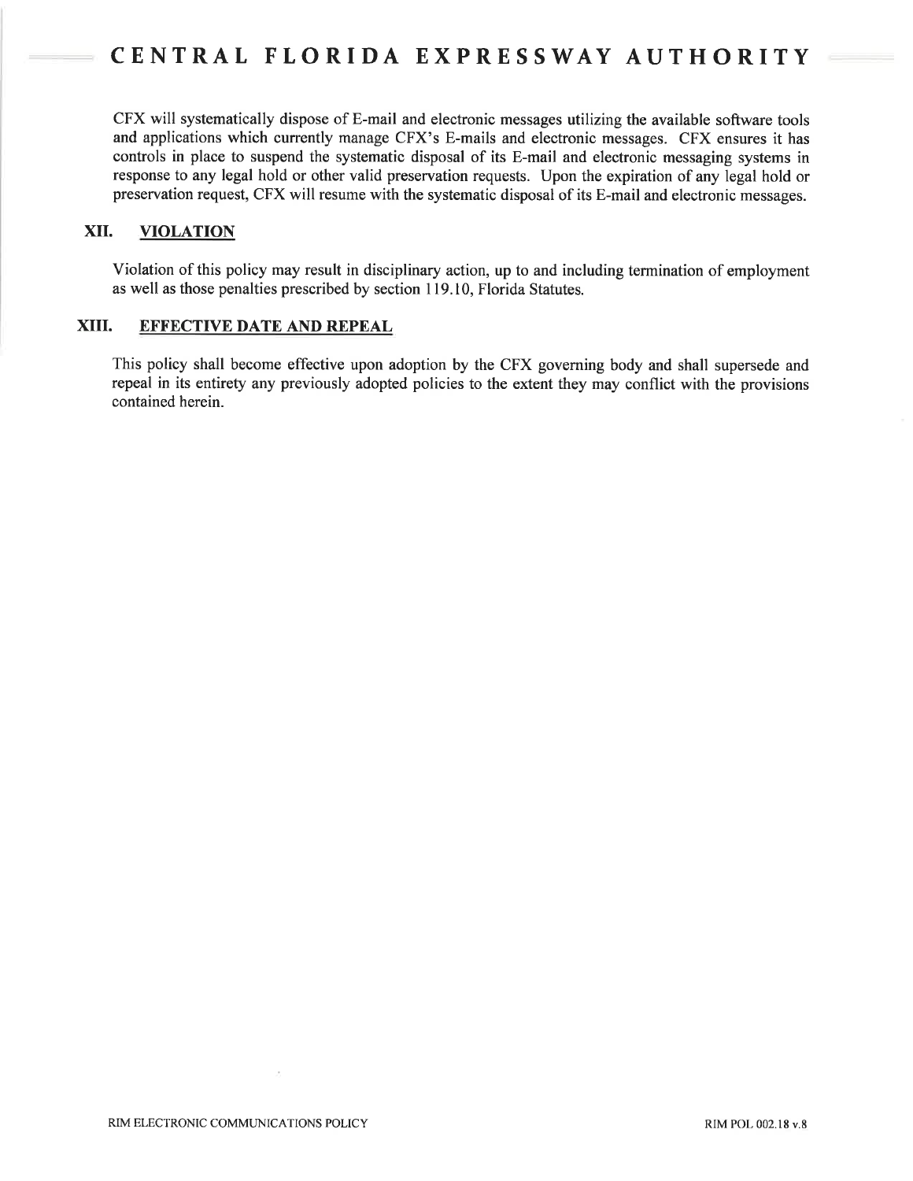CFX will systematically dispose of E-mail and electronic messages utilizing the available software tools and applications which currently manage CFX's E-mails and electronic messages. CFX ensures it has controls in place to suspend the systematic disposal of its E-mail and electronic messaging systems in response to any legal hold or other valid preservation requests. Upon the expiration of any legal hold or preservation request, CFX will resume with the systematic disposal of its E-mail and electronic messages.

## XII. VIOLATION

Violation of this policy may result in disciplinary action, up to and including termination of employment as well as those penalties prescribed by section 119.10, Florida Statutes.

## XIII. EFFECTIVE DATE AND REPEAL

This policy shall become effective upon adoption by the CFX governing body and shall supersede and repeal in its entirety any previously adopted policies to the extent they may conflict with the provisions contained herein.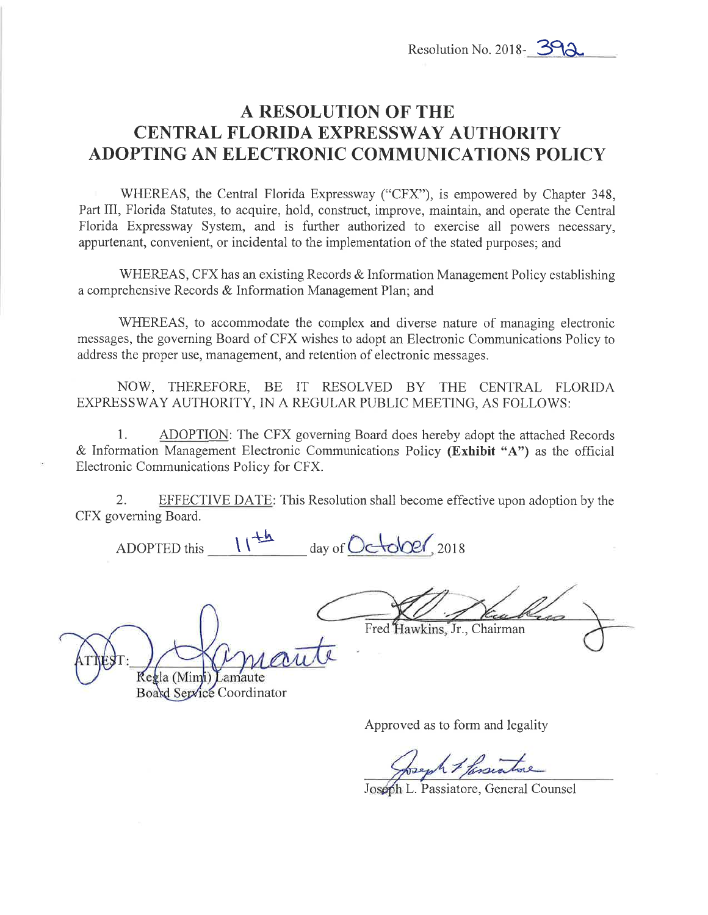Resolution No. 2018- 392

# A RESOLUTION OF THE CENTRAL FLORIDA EXPRESSWAY AUTHORITY ADOPTING AN ELECTRONIC COMMUNICATIONS POLICY

WHEREAS, the Central Florida Expressway ("CFX"), is empowered by Chapter 348, Part III, Florida Statutes, to acquire, hold, construct, improve, maintain, and operate the Central Florida Expressway System, and is further authorized to exercise all powers necessary, appurtenant, convenient, or incidental to the implementation of the stated purposes; and

WHEREAS, CFX has an existing Records & Information Management Policy establishing a comprehensive Records & Information Management Plan; and

WHEREAS, to accommodate the complex and diverse nature of managing electronic messages, the governing Board of CFX wishes to adopt an Electronic Communications Policy to address the proper use, management, and retention of electronic messages.

NOW, THEREFORE, BE IT RESOLVED BY THE CENTRAL FLORIDA EXPRESSWAY AUTHORITY, IN A REGULAR PUBLIC MEETING, AS FOLLOWS:

1. ADOPTION: The CFX governing Board does hereby adopt the attached Records & Information Management Electronic Communications Policy **(Exhibit "A")** as the official Electronic Communications Policy for CFX.

2. EFFECTIVE DATE: This Resolution shall become effective upon adoption by the CFX governing Board.

ADOPTED this 11th day of October, 2018

Fred Hawkins, Jr., Chairman

ATTEST:

Regla (Mimi) Lamaute
Board Service Coordinator

Approved as to form and legality

Joseph L. Passiatore, General Counsel